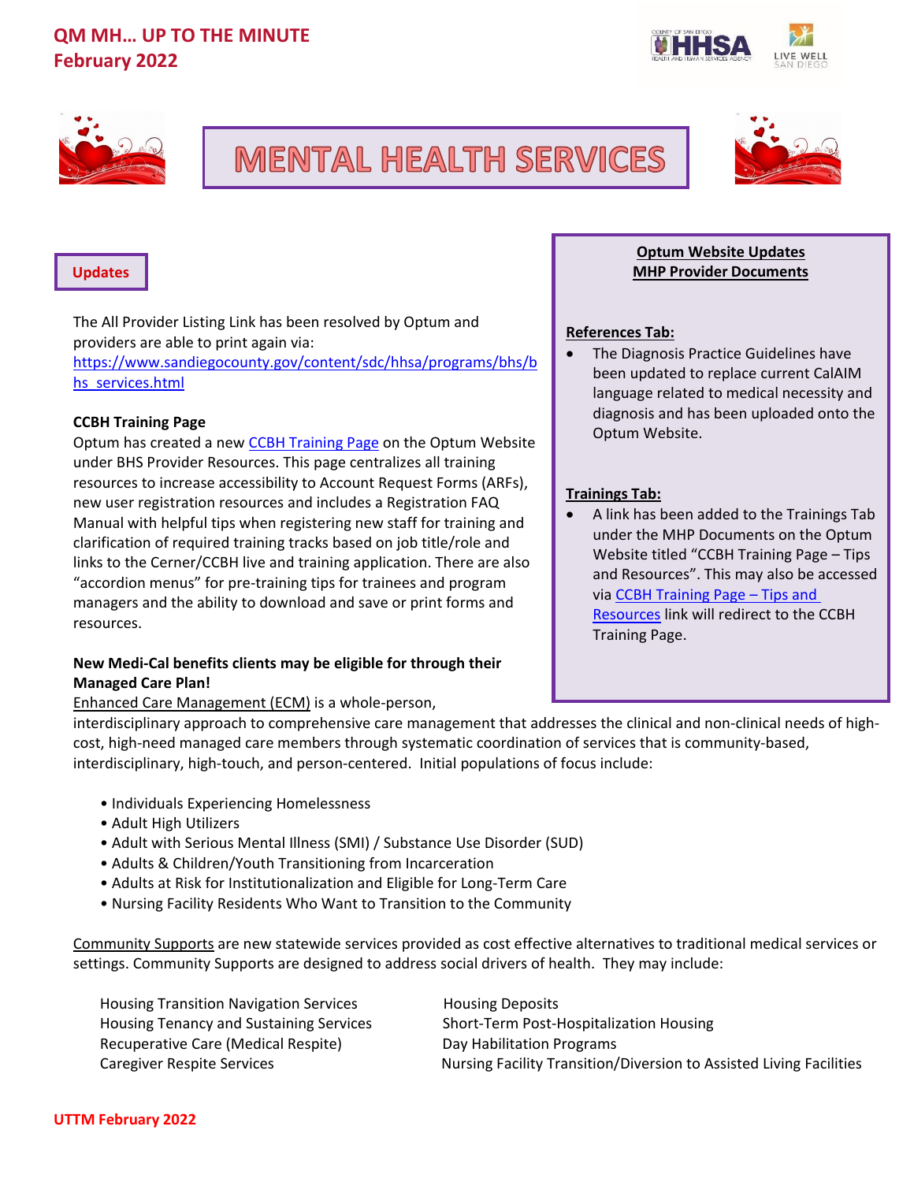# QM MH… UP TO THE MINUTE
## February 2022

# MENTAL HEALTH SERVICES

## Updates

The All Provider Listing Link has been resolved by Optum and providers are able to print again via: https://www.sandiegocounty.gov/content/sdc/hhsa/programs/bhs/bhs_services.html

**CCBH Training Page**

Optum has created a new CCBH Training Page on the Optum Website under BHS Provider Resources. This page centralizes all training resources to increase accessibility to Account Request Forms (ARFs), new user registration resources and includes a Registration FAQ Manual with helpful tips when registering new staff for training and clarification of required training tracks based on job title/role and links to the Cerner/CCBH live and training application. There are also "accordion menus" for pre-training tips for trainees and program managers and the ability to download and save or print forms and resources.

**New Medi-Cal benefits clients may be eligible for through their Managed Care Plan!**

Enhanced Care Management (ECM) is a whole-person, interdisciplinary approach to comprehensive care management that addresses the clinical and non-clinical needs of high-cost, high-need managed care members through systematic coordination of services that is community-based, interdisciplinary, high-touch, and person-centered. Initial populations of focus include:

- Individuals Experiencing Homelessness
- Adult High Utilizers
- Adult with Serious Mental Illness (SMI) / Substance Use Disorder (SUD)
- Adults & Children/Youth Transitioning from Incarceration
- Adults at Risk for Institutionalization and Eligible for Long-Term Care
- Nursing Facility Residents Who Want to Transition to the Community

Community Supports are new statewide services provided as cost effective alternatives to traditional medical services or settings. Community Supports are designed to address social drivers of health. They may include:

- Housing Transition Navigation Services
- Housing Tenancy and Sustaining Services
- Recuperative Care (Medical Respite)
- Caregiver Respite Services
- Housing Deposits
- Short-Term Post-Hospitalization Housing
- Day Habilitation Programs
- Nursing Facility Transition/Diversion to Assisted Living Facilities

## Optum Website Updates
## MHP Provider Documents

**References Tab:**

- The Diagnosis Practice Guidelines have been updated to replace current CalAIM language related to medical necessity and diagnosis and has been uploaded onto the Optum Website.

**Trainings Tab:**

- A link has been added to the Trainings Tab under the MHP Documents on the Optum Website titled "CCBH Training Page – Tips and Resources". This may also be accessed via CCBH Training Page – Tips and Resources link will redirect to the CCBH Training Page.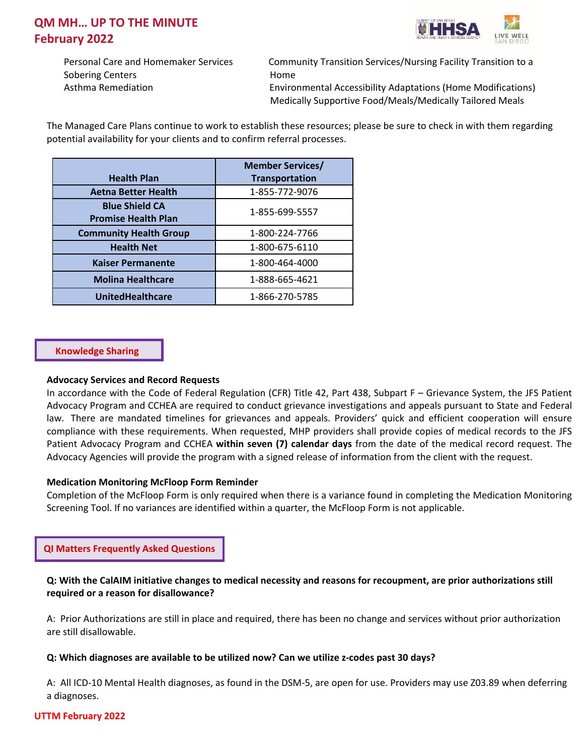- Personal Care and Homemaker Services
- Sobering Centers
- Asthma Remediation
- Community Transition Services/Nursing Facility Transition to a Home
- Environmental Accessibility Adaptations (Home Modifications)
- Medically Supportive Food/Meals/Medically Tailored Meals

The Managed Care Plans continue to work to establish these resources; please be sure to check in with them regarding potential availability for your clients and to confirm referral processes.

| Health Plan | Member Services/ Transportation |
|---|---|
| Aetna Better Health | 1-855-772-9076 |
| Blue Shield CA Promise Health Plan | 1-855-699-5557 |
| Community Health Group | 1-800-224-7766 |
| Health Net | 1-800-675-6110 |
| Kaiser Permanente | 1-800-464-4000 |
| Molina Healthcare | 1-888-665-4621 |
| UnitedHealthcare | 1-866-270-5785 |

## Knowledge Sharing

**Advocacy Services and Record Requests**

In accordance with the Code of Federal Regulation (CFR) Title 42, Part 438, Subpart F – Grievance System, the JFS Patient Advocacy Program and CCHEA are required to conduct grievance investigations and appeals pursuant to State and Federal law. There are mandated timelines for grievances and appeals. Providers' quick and efficient cooperation will ensure compliance with these requirements. When requested, MHP providers shall provide copies of medical records to the JFS Patient Advocacy Program and CCHEA **within seven (7) calendar days** from the date of the medical record request. The Advocacy Agencies will provide the program with a signed release of information from the client with the request.

**Medication Monitoring McFloop Form Reminder**

Completion of the McFloop Form is only required when there is a variance found in completing the Medication Monitoring Screening Tool. If no variances are identified within a quarter, the McFloop Form is not applicable.

## QI Matters Frequently Asked Questions

**Q: With the CalAIM initiative changes to medical necessity and reasons for recoupment, are prior authorizations still required or a reason for disallowance?**

A: Prior Authorizations are still in place and required, there has been no change and services without prior authorization are still disallowable.

**Q: Which diagnoses are available to be utilized now? Can we utilize z-codes past 30 days?**

A: All ICD-10 Mental Health diagnoses, as found in the DSM-5, are open for use. Providers may use Z03.89 when deferring a diagnoses.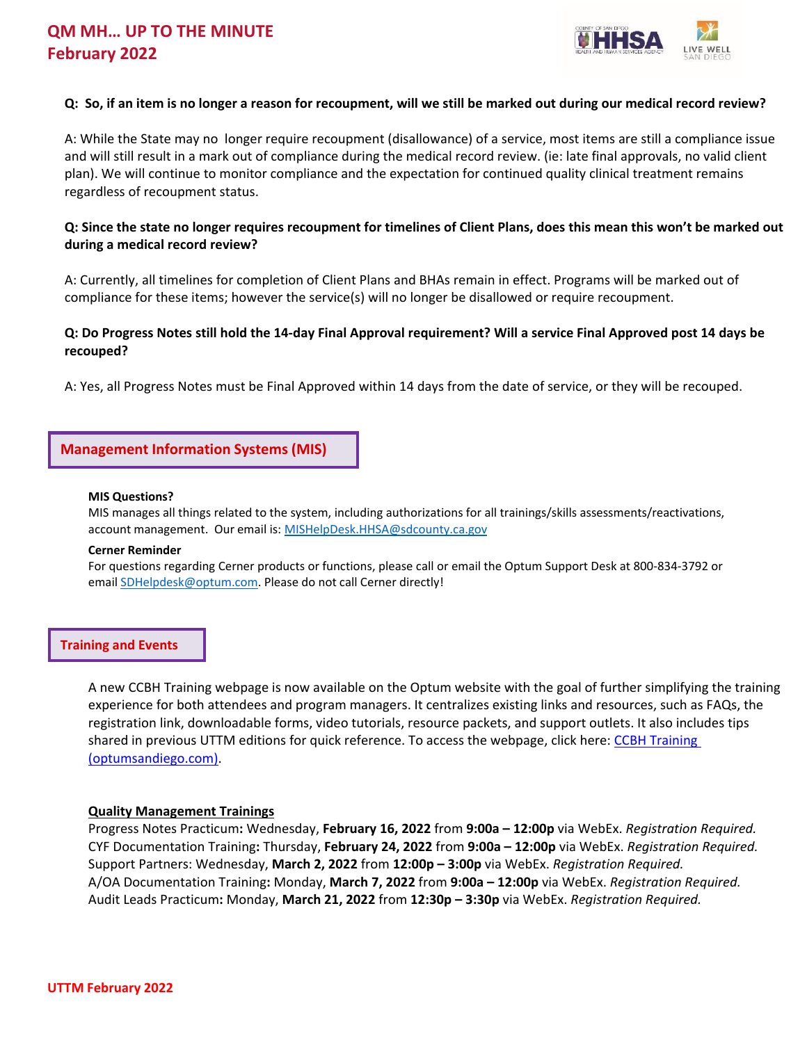**Q: So, if an item is no longer a reason for recoupment, will we still be marked out during our medical record review?**

A: While the State may no longer require recoupment (disallowance) of a service, most items are still a compliance issue and will still result in a mark out of compliance during the medical record review. (ie: late final approvals, no valid client plan). We will continue to monitor compliance and the expectation for continued quality clinical treatment remains regardless of recoupment status.

**Q: Since the state no longer requires recoupment for timelines of Client Plans, does this mean this won't be marked out during a medical record review?**

A: Currently, all timelines for completion of Client Plans and BHAs remain in effect. Programs will be marked out of compliance for these items; however the service(s) will no longer be disallowed or require recoupment.

**Q: Do Progress Notes still hold the 14-day Final Approval requirement? Will a service Final Approved post 14 days be recouped?**

A: Yes, all Progress Notes must be Final Approved within 14 days from the date of service, or they will be recouped.

## Management Information Systems (MIS)

**MIS Questions?**
MIS manages all things related to the system, including authorizations for all trainings/skills assessments/reactivations, account management. Our email is: MISHelpDesk.HHSA@sdcounty.ca.gov

**Cerner Reminder**
For questions regarding Cerner products or functions, please call or email the Optum Support Desk at 800-834-3792 or email SDHelpdesk@optum.com. Please do not call Cerner directly!

## Training and Events

A new CCBH Training webpage is now available on the Optum website with the goal of further simplifying the training experience for both attendees and program managers. It centralizes existing links and resources, such as FAQs, the registration link, downloadable forms, video tutorials, resource packets, and support outlets. It also includes tips shared in previous UTTM editions for quick reference. To access the webpage, click here: CCBH Training (optumsandiego.com).

**Quality Management Trainings**

Progress Notes Practicum**:** Wednesday, **February 16, 2022** from **9:00a – 12:00p** via WebEx. *Registration Required.*
CYF Documentation Training**:** Thursday, **February 24, 2022** from **9:00a – 12:00p** via WebEx. *Registration Required.*
Support Partners: Wednesday, **March 2, 2022** from **12:00p – 3:00p** via WebEx. *Registration Required.*
A/OA Documentation Training**:** Monday, **March 7, 2022** from **9:00a – 12:00p** via WebEx. *Registration Required.*
Audit Leads Practicum**:** Monday, **March 21, 2022** from **12:30p – 3:30p** via WebEx. *Registration Required.*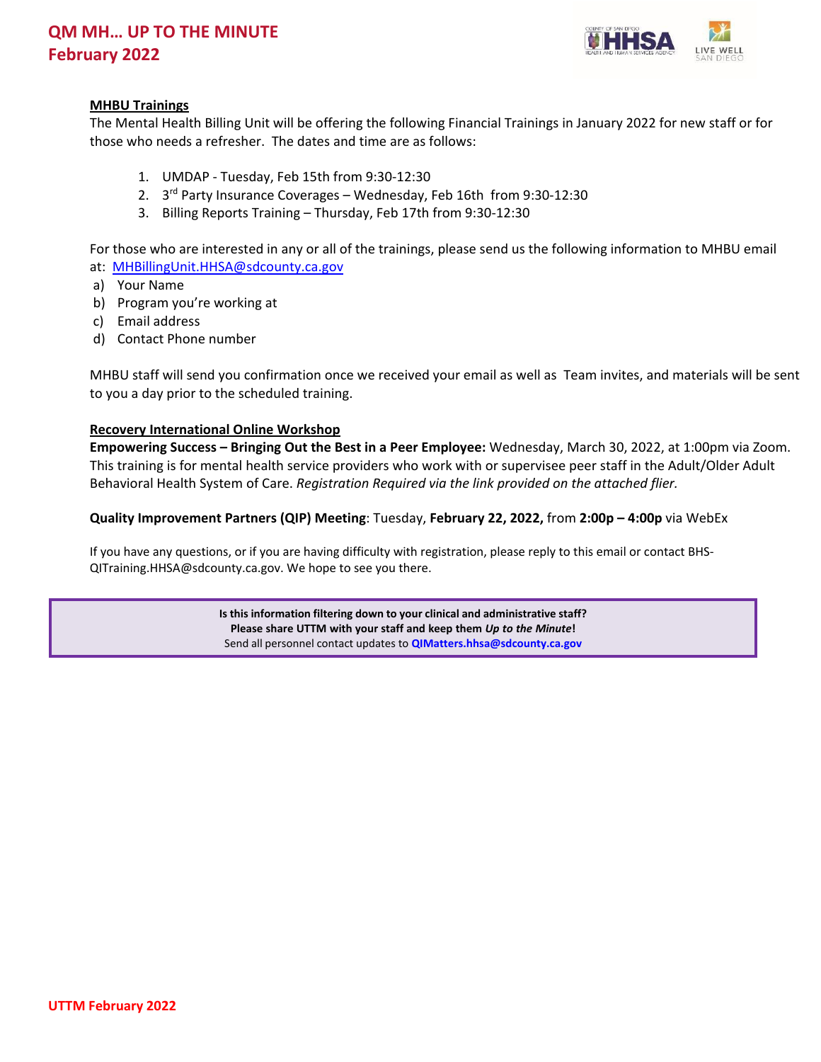**MHBU Trainings**

The Mental Health Billing Unit will be offering the following Financial Trainings in January 2022 for new staff or for those who needs a refresher. The dates and time are as follows:

1. UMDAP - Tuesday, Feb 15th from 9:30-12:30
2. 3rd Party Insurance Coverages – Wednesday, Feb 16th from 9:30-12:30
3. Billing Reports Training – Thursday, Feb 17th from 9:30-12:30

For those who are interested in any or all of the trainings, please send us the following information to MHBU email at: MHBillingUnit.HHSA@sdcounty.ca.gov

a) Your Name
b) Program you're working at
c) Email address
d) Contact Phone number

MHBU staff will send you confirmation once we received your email as well as Team invites, and materials will be sent to you a day prior to the scheduled training.

**Recovery International Online Workshop**

**Empowering Success – Bringing Out the Best in a Peer Employee:** Wednesday, March 30, 2022, at 1:00pm via Zoom. This training is for mental health service providers who work with or supervisee peer staff in the Adult/Older Adult Behavioral Health System of Care. *Registration Required via the link provided on the attached flier.*

**Quality Improvement Partners (QIP) Meeting**: Tuesday, **February 22, 2022,** from **2:00p – 4:00p** via WebEx

If you have any questions, or if you are having difficulty with registration, please reply to this email or contact BHS-QITraining.HHSA@sdcounty.ca.gov. We hope to see you there.

**Is this information filtering down to your clinical and administrative staff?**
**Please share UTTM with your staff and keep them *Up to the Minute*!**
Send all personnel contact updates to **QIMatters.hhsa@sdcounty.ca.gov**